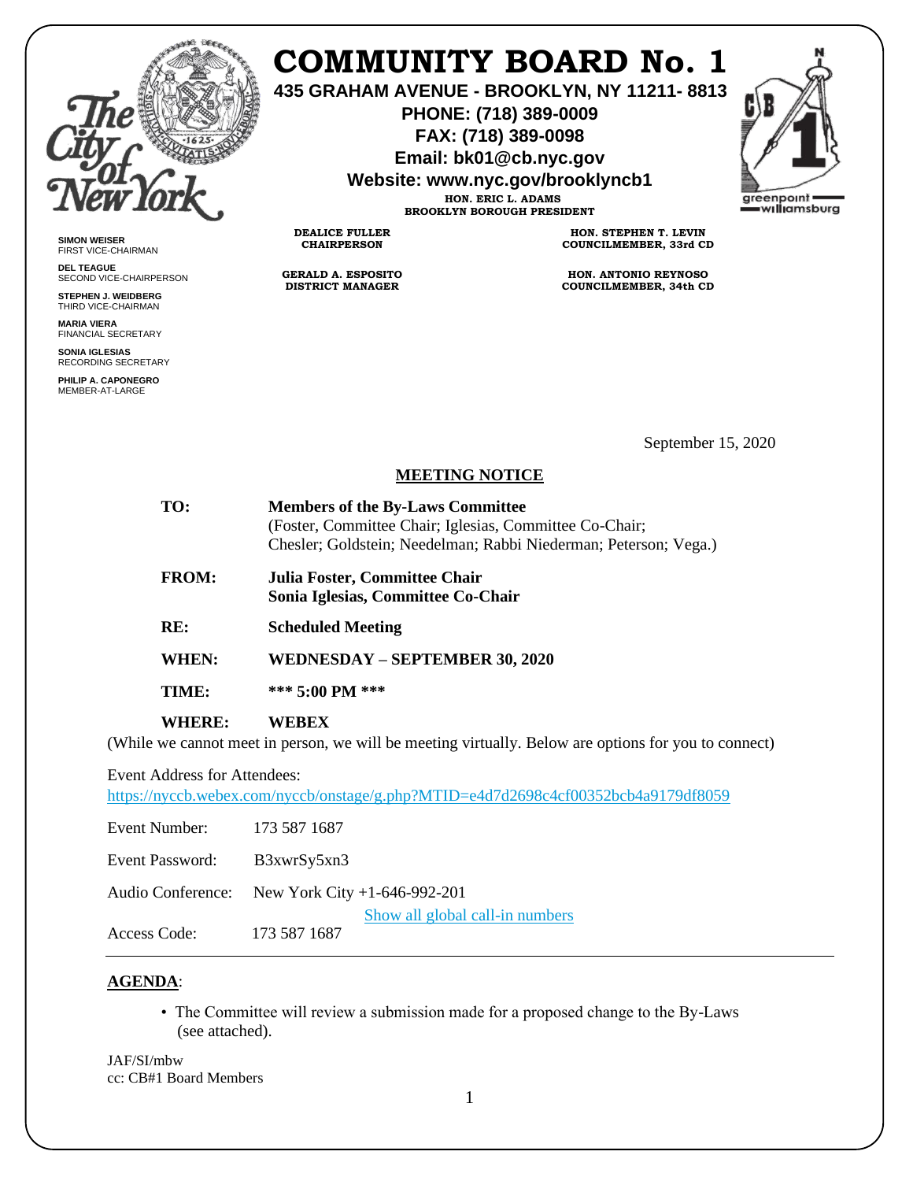# COMMUNITY BOARD No. 1

**435 GRAHAM AVENUE - BROOKLYN, NY 11211- 8813**
**PHONE: (718) 389-0009**
**FAX: (718) 389-0098**
**Email: bk01@cb.nyc.gov**
**Website: www.nyc.gov/brooklyncb1**

**HON. ERIC L. ADAMS**
**BROOKLYN BOROUGH PRESIDENT**

**DEALICE FULLER**
**CHAIRPERSON**

**GERALD A. ESPOSITO**
**DISTRICT MANAGER**

**HON. STEPHEN T. LEVIN**
**COUNCILMEMBER, 33rd CD**

**HON. ANTONIO REYNOSO**
**COUNCILMEMBER, 34th CD**

**SIMON WEISER**
FIRST VICE-CHAIRMAN

**DEL TEAGUE**
SECOND VICE-CHAIRPERSON

**STEPHEN J. WEIDBERG**
THIRD VICE-CHAIRMAN

**MARIA VIERA**
FINANCIAL SECRETARY

**SONIA IGLESIAS**
RECORDING SECRETARY

**PHILIP A. CAPONEGRO**
MEMBER-AT-LARGE

September 15, 2020

## MEETING NOTICE

**TO:** **Members of the By-Laws Committee**
(Foster, Committee Chair; Iglesias, Committee Co-Chair;
Chesler; Goldstein; Needelman; Rabbi Niederman; Peterson; Vega.)

**FROM:** **Julia Foster, Committee Chair**
**Sonia Iglesias, Committee Co-Chair**

**RE:** **Scheduled Meeting**

**WHEN:** **WEDNESDAY – SEPTEMBER 30, 2020**

**TIME:** **\*\*\* 5:00 PM \*\*\***

**WHERE:** **WEBEX**

(While we cannot meet in person, we will be meeting virtually. Below are options for you to connect)

Event Address for Attendees:
https://nyccb.webex.com/nyccb/onstage/g.php?MTID=e4d7d2698c4cf00352bcb4a9179df8059

Event Number: 173 587 1687

Event Password: B3xwrSy5xn3

Audio Conference: New York City +1-646-992-201
Show all global call-in numbers

Access Code: 173 587 1687

---

**AGENDA**:

- The Committee will review a submission made for a proposed change to the By-Laws (see attached).

JAF/SI/mbw
cc: CB#1 Board Members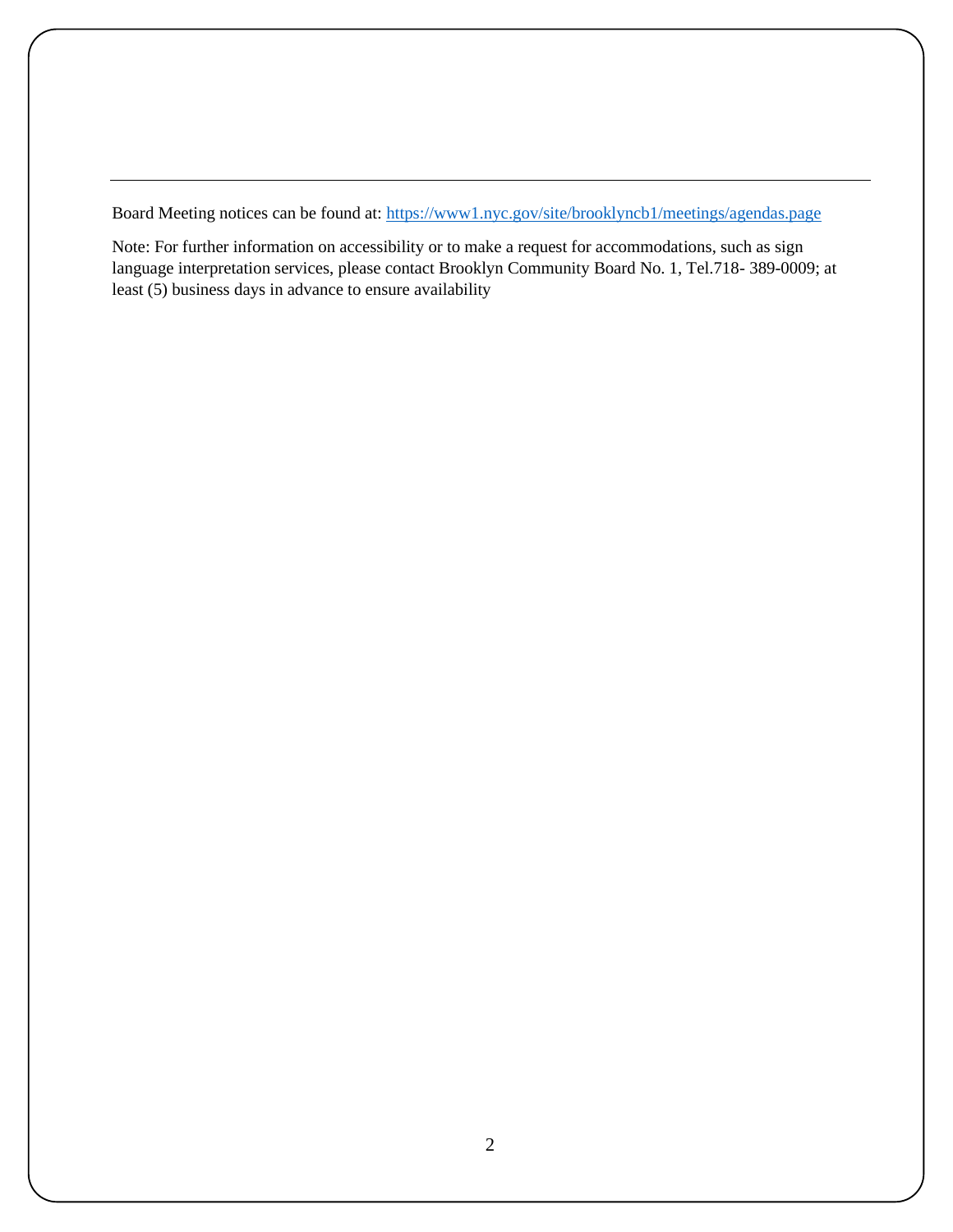---

Board Meeting notices can be found at: https://www1.nyc.gov/site/brooklyncb1/meetings/agendas.page

Note: For further information on accessibility or to make a request for accommodations, such as sign language interpretation services, please contact Brooklyn Community Board No. 1, Tel.718- 389-0009; at least (5) business days in advance to ensure availability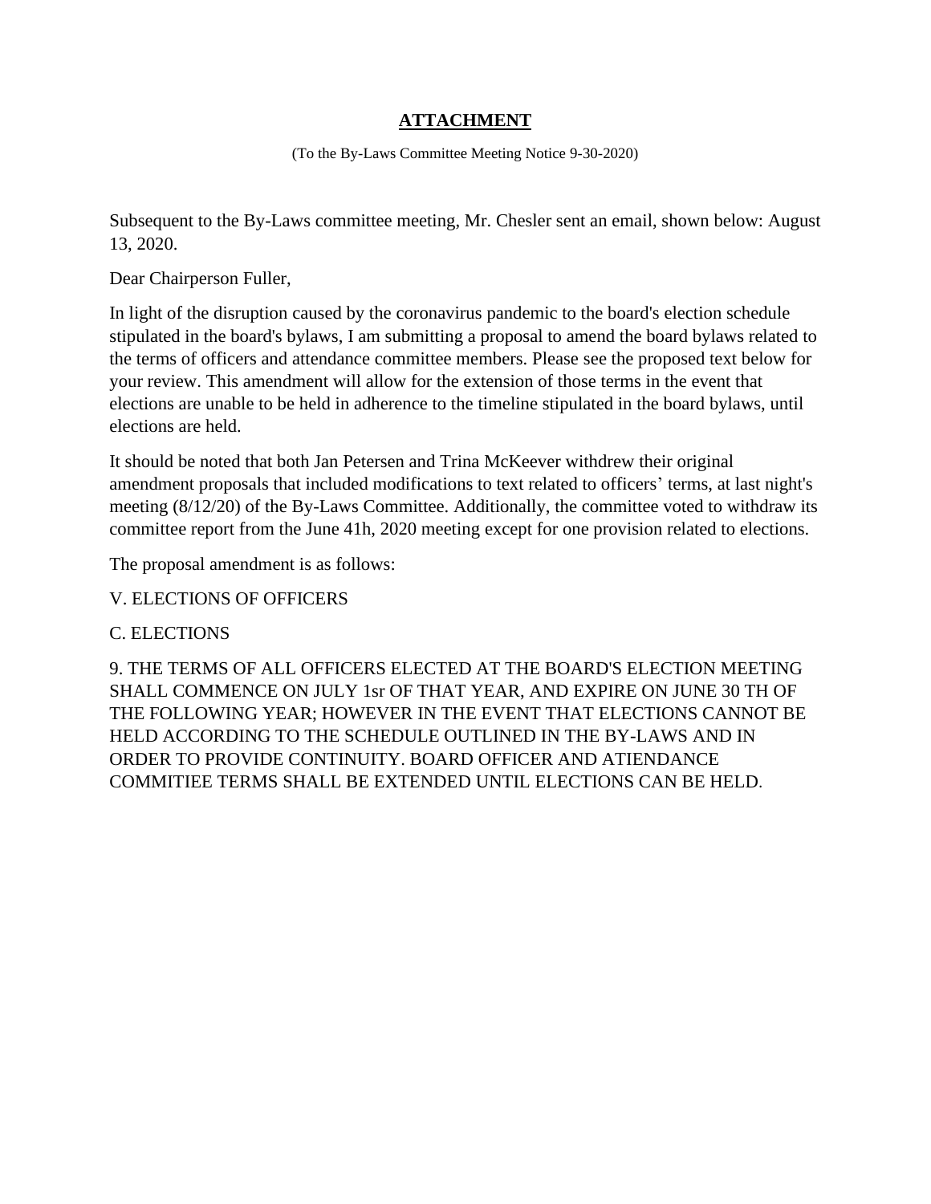## **ATTACHMENT**

(To the By-Laws Committee Meeting Notice 9-30-2020)

Subsequent to the By-Laws committee meeting, Mr. Chesler sent an email, shown below: August 13, 2020.

Dear Chairperson Fuller,

In light of the disruption caused by the coronavirus pandemic to the board's election schedule stipulated in the board's bylaws, I am submitting a proposal to amend the board bylaws related to the terms of officers and attendance committee members. Please see the proposed text below for your review. This amendment will allow for the extension of those terms in the event that elections are unable to be held in adherence to the timeline stipulated in the board bylaws, until elections are held.

It should be noted that both Jan Petersen and Trina McKeever withdrew their original amendment proposals that included modifications to text related to officers' terms, at last night's meeting (8/12/20) of the By-Laws Committee. Additionally, the committee voted to withdraw its committee report from the June 41h, 2020 meeting except for one provision related to elections.

The proposal amendment is as follows:

V. ELECTIONS OF OFFICERS

C. ELECTIONS

9. THE TERMS OF ALL OFFICERS ELECTED AT THE BOARD'S ELECTION MEETING SHALL COMMENCE ON JULY 1sr OF THAT YEAR, AND EXPIRE ON JUNE 30 TH OF THE FOLLOWING YEAR; HOWEVER IN THE EVENT THAT ELECTIONS CANNOT BE HELD ACCORDING TO THE SCHEDULE OUTLINED IN THE BY-LAWS AND IN ORDER TO PROVIDE CONTINUITY. BOARD OFFICER AND ATIENDANCE COMMITIEE TERMS SHALL BE EXTENDED UNTIL ELECTIONS CAN BE HELD.